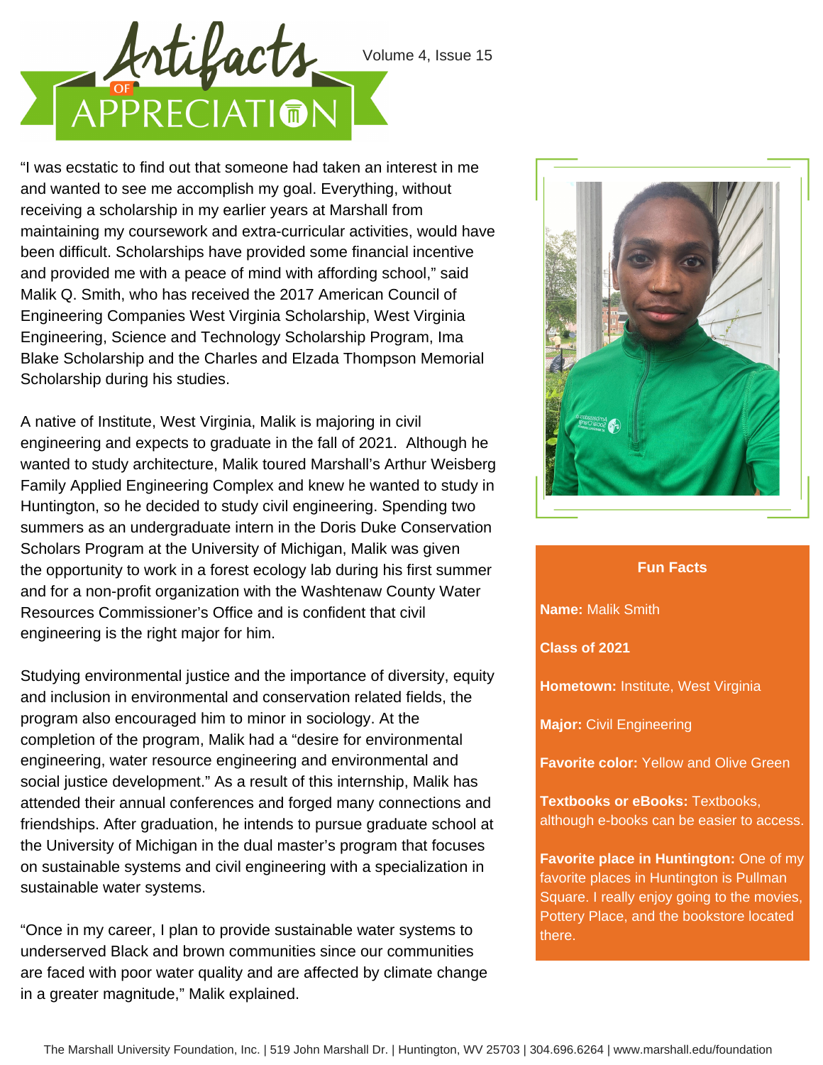# Artifacts of Appreciation

Volume 4, Issue 15

"I was ecstatic to find out that someone had taken an interest in me and wanted to see me accomplish my goal. Everything, without receiving a scholarship in my earlier years at Marshall from maintaining my coursework and extra-curricular activities, would have been difficult. Scholarships have provided some financial incentive and provided me with a peace of mind with affording school," said Malik Q. Smith, who has received the 2017 American Council of Engineering Companies West Virginia Scholarship, West Virginia Engineering, Science and Technology Scholarship Program, Ima Blake Scholarship and the Charles and Elzada Thompson Memorial Scholarship during his studies.

A native of Institute, West Virginia, Malik is majoring in civil engineering and expects to graduate in the fall of 2021. Although he wanted to study architecture, Malik toured Marshall's Arthur Weisberg Family Applied Engineering Complex and knew he wanted to study in Huntington, so he decided to study civil engineering. Spending two summers as an undergraduate intern in the Doris Duke Conservation Scholars Program at the University of Michigan, Malik was given the opportunity to work in a forest ecology lab during his first summer and for a non-profit organization with the Washtenaw County Water Resources Commissioner's Office and is confident that civil engineering is the right major for him.

Studying environmental justice and the importance of diversity, equity and inclusion in environmental and conservation related fields, the program also encouraged him to minor in sociology. At the completion of the program, Malik had a "desire for environmental engineering, water resource engineering and environmental and social justice development." As a result of this internship, Malik has attended their annual conferences and forged many connections and friendships. After graduation, he intends to pursue graduate school at the University of Michigan in the dual master's program that focuses on sustainable systems and civil engineering with a specialization in sustainable water systems.

"Once in my career, I plan to provide sustainable water systems to underserved Black and brown communities since our communities are faced with poor water quality and are affected by climate change in a greater magnitude," Malik explained.

### Fun Facts

**Name:** Malik Smith

**Class of 2021**

**Hometown:** Institute, West Virginia

**Major:** Civil Engineering

**Favorite color:** Yellow and Olive Green

**Textbooks or eBooks:** Textbooks, although e-books can be easier to access.

**Favorite place in Huntington:** One of my favorite places in Huntington is Pullman Square. I really enjoy going to the movies, Pottery Place, and the bookstore located there.

The Marshall University Foundation, Inc. | 519 John Marshall Dr. | Huntington, WV 25703 | 304.696.6264 | www.marshall.edu/foundation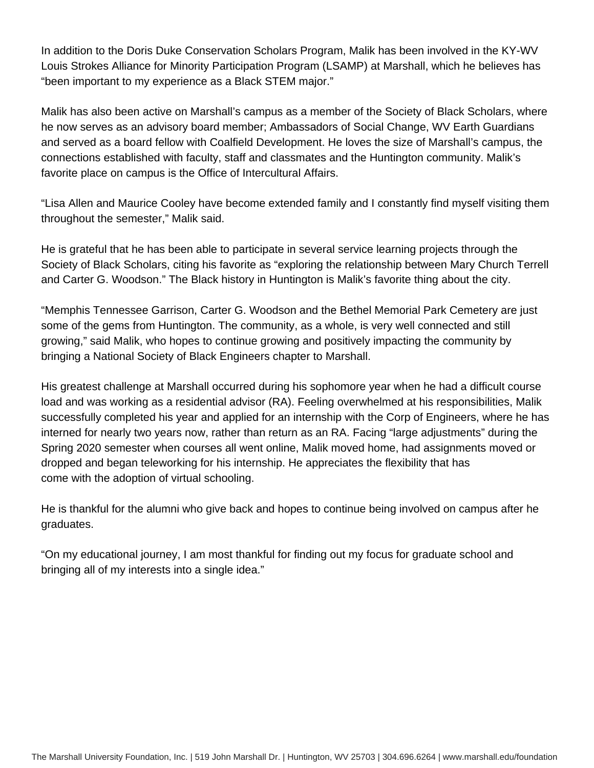In addition to the Doris Duke Conservation Scholars Program, Malik has been involved in the KY-WV Louis Strokes Alliance for Minority Participation Program (LSAMP) at Marshall, which he believes has "been important to my experience as a Black STEM major."

Malik has also been active on Marshall's campus as a member of the Society of Black Scholars, where he now serves as an advisory board member; Ambassadors of Social Change, WV Earth Guardians and served as a board fellow with Coalfield Development. He loves the size of Marshall's campus, the connections established with faculty, staff and classmates and the Huntington community. Malik's favorite place on campus is the Office of Intercultural Affairs.

"Lisa Allen and Maurice Cooley have become extended family and I constantly find myself visiting them throughout the semester," Malik said.

He is grateful that he has been able to participate in several service learning projects through the Society of Black Scholars, citing his favorite as "exploring the relationship between Mary Church Terrell and Carter G. Woodson." The Black history in Huntington is Malik's favorite thing about the city.

"Memphis Tennessee Garrison, Carter G. Woodson and the Bethel Memorial Park Cemetery are just some of the gems from Huntington. The community, as a whole, is very well connected and still growing," said Malik, who hopes to continue growing and positively impacting the community by bringing a National Society of Black Engineers chapter to Marshall.

His greatest challenge at Marshall occurred during his sophomore year when he had a difficult course load and was working as a residential advisor (RA). Feeling overwhelmed at his responsibilities, Malik successfully completed his year and applied for an internship with the Corp of Engineers, where he has interned for nearly two years now, rather than return as an RA. Facing "large adjustments" during the Spring 2020 semester when courses all went online, Malik moved home, had assignments moved or dropped and began teleworking for his internship. He appreciates the flexibility that has come with the adoption of virtual schooling.

He is thankful for the alumni who give back and hopes to continue being involved on campus after he graduates.

"On my educational journey, I am most thankful for finding out my focus for graduate school and bringing all of my interests into a single idea."